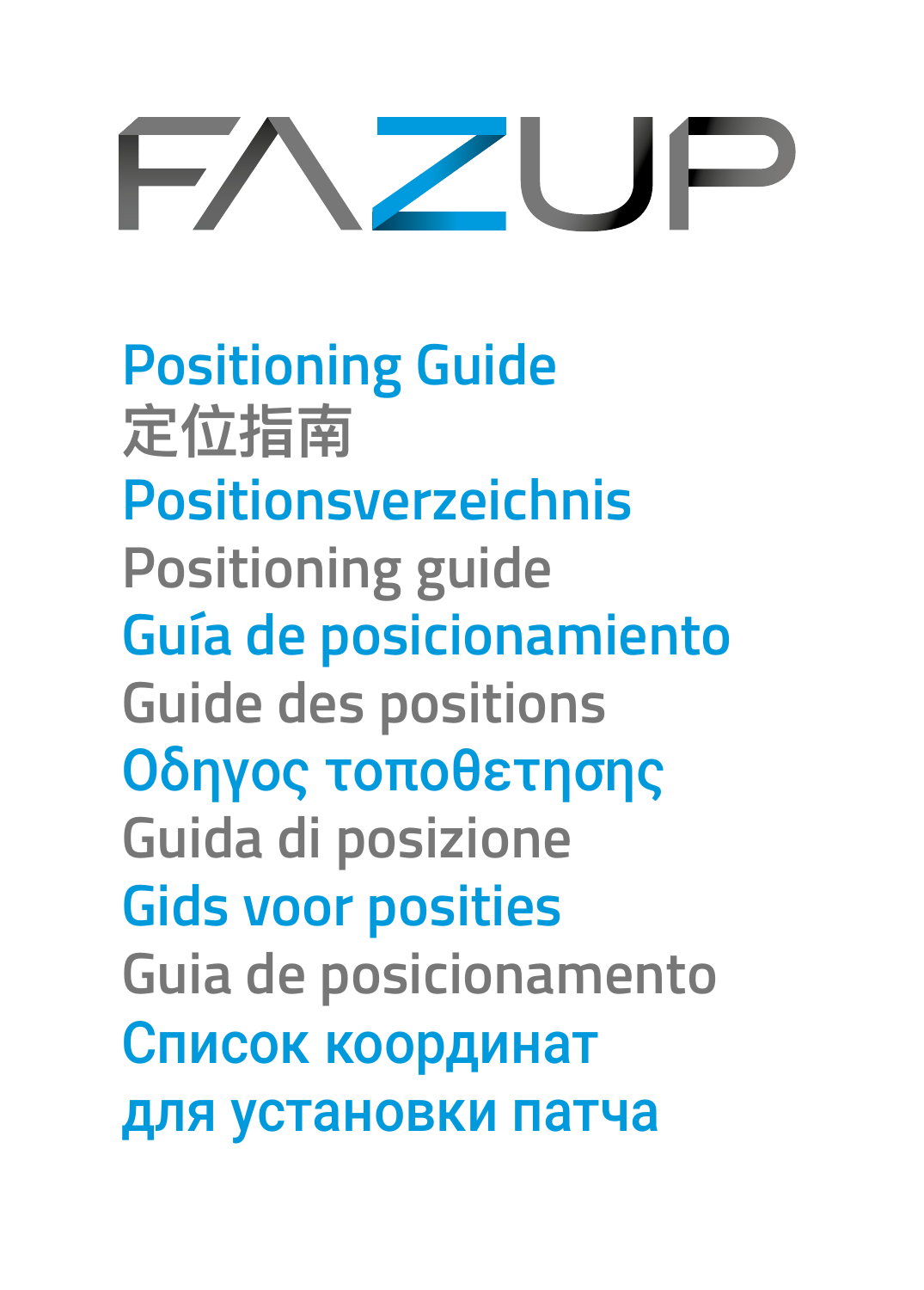# FAZUP

Positioning Guide

定位指南

Positionsverzeichnis

Positioning guide

Guía de posicionamiento

Guide des positions

Οδηγος τοποθετησης

Guida di posizione

Gids voor posities

Guia de posicionamento

Список координат
для установки патча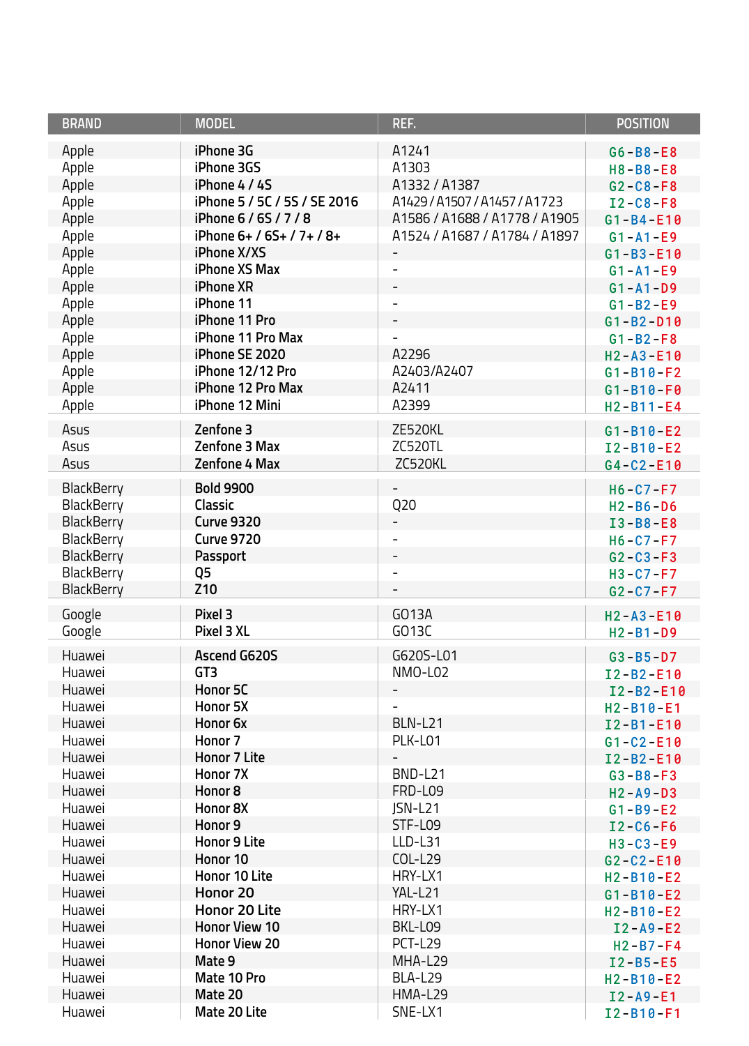| BRAND | MODEL | REF. | POSITION |
|---|---|---|---|
| Apple | **iPhone 3G** | A1241 | G6-B8-E8 |
| Apple | **iPhone 3GS** | A1303 | H8-B8-E8 |
| Apple | **iPhone 4 / 4S** | A1332 / A1387 | G2-C8-F8 |
| Apple | **iPhone 5 / 5C / 5S / SE 2016** | A1429 / A1507 / A1457 / A1723 | I2-C8-F8 |
| Apple | **iPhone 6 / 6S / 7 / 8** | A1586 / A1688 / A1778 / A1905 | G1-B4-E10 |
| Apple | **iPhone 6+ / 6S+ / 7+ / 8+** | A1524 / A1687 / A1784 / A1897 | G1-A1-E9 |
| Apple | **iPhone X/XS** | - | G1-B3-E10 |
| Apple | **iPhone XS Max** | - | G1-A1-E9 |
| Apple | **iPhone XR** | - | G1-A1-D9 |
| Apple | **iPhone 11** | - | G1-B2-E9 |
| Apple | **iPhone 11 Pro** | - | G1-B2-D10 |
| Apple | **iPhone 11 Pro Max** | - | G1-B2-F8 |
| Apple | **iPhone SE 2020** | A2296 | H2-A3-E10 |
| Apple | **iPhone 12/12 Pro** | A2403/A2407 | G1-B10-F2 |
| Apple | **iPhone 12 Pro Max** | A2411 | G1-B10-F0 |
| Apple | **iPhone 12 Mini** | A2399 | H2-B11-E4 |
| Asus | **Zenfone 3** | ZE520KL | G1-B10-E2 |
| Asus | **Zenfone 3 Max** | ZC520TL | I2-B10-E2 |
| Asus | **Zenfone 4 Max** | ZC520KL | G4-C2-E10 |
| BlackBerry | **Bold 9900** | - | H6-C7-F7 |
| BlackBerry | **Classic** | Q20 | H2-B6-D6 |
| BlackBerry | **Curve 9320** | - | I3-B8-E8 |
| BlackBerry | **Curve 9720** | - | H6-C7-F7 |
| BlackBerry | **Passport** | - | G2-C3-F3 |
| BlackBerry | **Q5** | - | H3-C7-F7 |
| BlackBerry | **Z10** | - | G2-C7-F7 |
| Google | **Pixel 3** | G013A | H2-A3-E10 |
| Google | **Pixel 3 XL** | G013C | H2-B1-D9 |
| Huawei | **Ascend G620S** | G620S-L01 | G3-B5-D7 |
| Huawei | **GT3** | NMO-L02 | I2-B2-E10 |
| Huawei | **Honor 5C** | - | I2-B2-E10 |
| Huawei | **Honor 5X** | - | H2-B10-E1 |
| Huawei | **Honor 6x** | BLN-L21 | I2-B1-E10 |
| Huawei | **Honor 7** | PLK-L01 | G1-C2-E10 |
| Huawei | **Honor 7 Lite** | - | I2-B2-E10 |
| Huawei | **Honor 7X** | BND-L21 | G3-B8-F3 |
| Huawei | **Honor 8** | FRD-L09 | H2-A9-D3 |
| Huawei | **Honor 8X** | JSN-L21 | G1-B9-E2 |
| Huawei | **Honor 9** | STF-L09 | I2-C6-F6 |
| Huawei | **Honor 9 Lite** | LLD-L31 | H3-C3-E9 |
| Huawei | **Honor 10** | COL-L29 | G2-C2-E10 |
| Huawei | **Honor 10 Lite** | HRY-LX1 | H2-B10-E2 |
| Huawei | **Honor 20** | YAL-L21 | G1-B10-E2 |
| Huawei | **Honor 20 Lite** | HRY-LX1 | H2-B10-E2 |
| Huawei | **Honor View 10** | BKL-L09 | I2-A9-E2 |
| Huawei | **Honor View 20** | PCT-L29 | H2-B7-F4 |
| Huawei | **Mate 9** | MHA-L29 | I2-B5-E5 |
| Huawei | **Mate 10 Pro** | BLA-L29 | H2-B10-E2 |
| Huawei | **Mate 20** | HMA-L29 | I2-A9-E1 |
| Huawei | **Mate 20 Lite** | SNE-LX1 | I2-B10-F1 |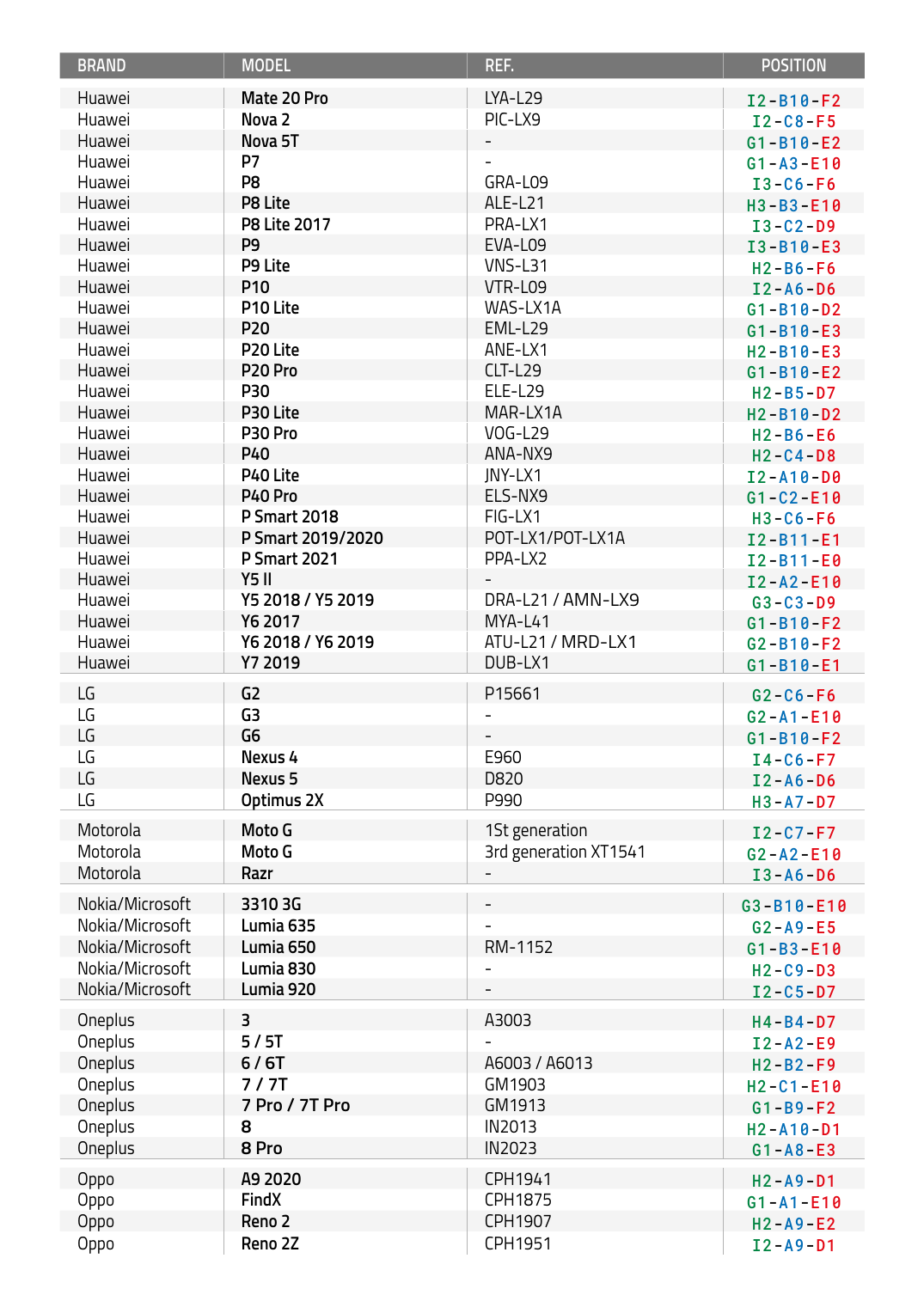| BRAND | MODEL | REF. | POSITION |
|---|---|---|---|
| Huawei | **Mate 20 Pro** | LYA-L29 | I2-B10-F2 |
| Huawei | **Nova 2** | PIC-LX9 | I2-C8-F5 |
| Huawei | **Nova 5T** | - | G1-B10-E2 |
| Huawei | **P7** | - | G1-A3-E10 |
| Huawei | **P8** | GRA-L09 | I3-C6-F6 |
| Huawei | **P8 Lite** | ALE-L21 | H3-B3-E10 |
| Huawei | **P8 Lite 2017** | PRA-LX1 | I3-C2-D9 |
| Huawei | **P9** | EVA-L09 | I3-B10-E3 |
| Huawei | **P9 Lite** | VNS-L31 | H2-B6-F6 |
| Huawei | **P10** | VTR-L09 | I2-A6-D6 |
| Huawei | **P10 Lite** | WAS-LX1A | G1-B10-D2 |
| Huawei | **P20** | EML-L29 | G1-B10-E3 |
| Huawei | **P20 Lite** | ANE-LX1 | H2-B10-E3 |
| Huawei | **P20 Pro** | CLT-L29 | G1-B10-E2 |
| Huawei | **P30** | ELE-L29 | H2-B5-D7 |
| Huawei | **P30 Lite** | MAR-LX1A | H2-B10-D2 |
| Huawei | **P30 Pro** | VOG-L29 | H2-B6-E6 |
| Huawei | **P40** | ANA-NX9 | H2-C4-D8 |
| Huawei | **P40 Lite** | JNY-LX1 | I2-A10-D0 |
| Huawei | **P40 Pro** | ELS-NX9 | G1-C2-E10 |
| Huawei | **P Smart 2018** | FIG-LX1 | H3-C6-F6 |
| Huawei | **P Smart 2019/2020** | POT-LX1/POT-LX1A | I2-B11-E1 |
| Huawei | **P Smart 2021** | PPA-LX2 | I2-B11-E0 |
| Huawei | **Y5 II** | - | I2-A2-E10 |
| Huawei | **Y5 2018 / Y5 2019** | DRA-L21 / AMN-LX9 | G3-C3-D9 |
| Huawei | **Y6 2017** | MYA-L41 | G1-B10-F2 |
| Huawei | **Y6 2018 / Y6 2019** | ATU-L21 / MRD-LX1 | G2-B10-F2 |
| Huawei | **Y7 2019** | DUB-LX1 | G1-B10-E1 |
| LG | **G2** | P15661 | G2-C6-F6 |
| LG | **G3** | - | G2-A1-E10 |
| LG | **G6** | - | G1-B10-F2 |
| LG | **Nexus 4** | E960 | I4-C6-F7 |
| LG | **Nexus 5** | D820 | I2-A6-D6 |
| LG | **Optimus 2X** | P990 | H3-A7-D7 |
| Motorola | **Moto G** | 1St generation | I2-C7-F7 |
| Motorola | **Moto G** | 3rd generation XT1541 | G2-A2-E10 |
| Motorola | **Razr** | - | I3-A6-D6 |
| Nokia/Microsoft | **3310 3G** | - | G3-B10-E10 |
| Nokia/Microsoft | **Lumia 635** | - | G2-A9-E5 |
| Nokia/Microsoft | **Lumia 650** | RM-1152 | G1-B3-E10 |
| Nokia/Microsoft | **Lumia 830** | - | H2-C9-D3 |
| Nokia/Microsoft | **Lumia 920** | - | I2-C5-D7 |
| Oneplus | **3** | A3003 | H4-B4-D7 |
| Oneplus | **5 / 5T** | - | I2-A2-E9 |
| Oneplus | **6 / 6T** | A6003 / A6013 | H2-B2-F9 |
| Oneplus | **7 / 7T** | GM1903 | H2-C1-E10 |
| Oneplus | **7 Pro / 7T Pro** | GM1913 | G1-B9-F2 |
| Oneplus | **8** | IN2013 | H2-A10-D1 |
| Oneplus | **8 Pro** | IN2023 | G1-A8-E3 |
| Oppo | **A9 2020** | CPH1941 | H2-A9-D1 |
| Oppo | **FindX** | CPH1875 | G1-A1-E10 |
| Oppo | **Reno 2** | CPH1907 | H2-A9-E2 |
| Oppo | **Reno 2Z** | CPH1951 | I2-A9-D1 |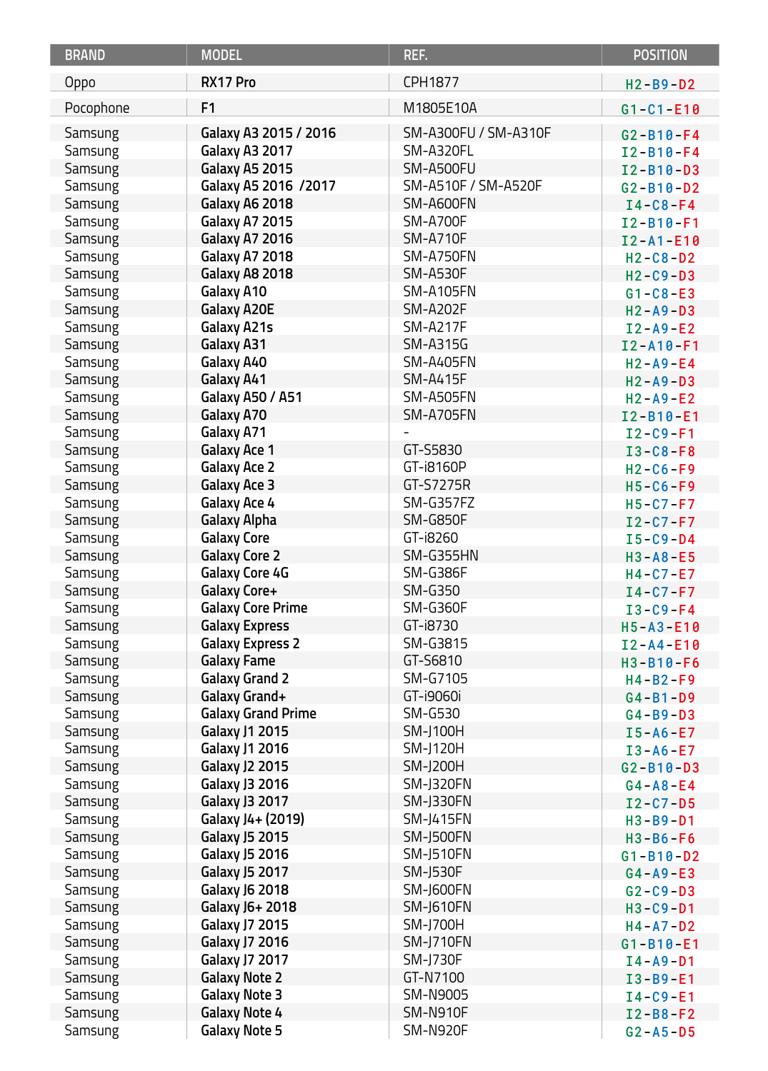| BRAND | MODEL | REF. | POSITION |
|---|---|---|---|
| Oppo | RX17 Pro | CPH1877 | H2-B9-D2 |
| Pocophone | F1 | M1805E10A | G1-C1-E10 |
| Samsung | Galaxy A3 2015 / 2016 | SM-A300FU / SM-A310F | G2-B10-F4 |
| Samsung | Galaxy A3 2017 | SM-A320FL | I2-B10-F4 |
| Samsung | Galaxy A5 2015 | SM-A500FU | I2-B10-D3 |
| Samsung | Galaxy A5 2016 /2017 | SM-A510F / SM-A520F | G2-B10-D2 |
| Samsung | Galaxy A6 2018 | SM-A600FN | I4-C8-F4 |
| Samsung | Galaxy A7 2015 | SM-A700F | I2-B10-F1 |
| Samsung | Galaxy A7 2016 | SM-A710F | I2-A1-E10 |
| Samsung | Galaxy A7 2018 | SM-A750FN | H2-C8-D2 |
| Samsung | Galaxy A8 2018 | SM-A530F | H2-C9-D3 |
| Samsung | Galaxy A10 | SM-A105FN | G1-C8-E3 |
| Samsung | Galaxy A20E | SM-A202F | H2-A9-D3 |
| Samsung | Galaxy A21s | SM-A217F | I2-A9-E2 |
| Samsung | Galaxy A31 | SM-A315G | I2-A10-F1 |
| Samsung | Galaxy A40 | SM-A405FN | H2-A9-E4 |
| Samsung | Galaxy A41 | SM-A415F | H2-A9-D3 |
| Samsung | Galaxy A50 / A51 | SM-A505FN | H2-A9-E2 |
| Samsung | Galaxy A70 | SM-A705FN | I2-B10-E1 |
| Samsung | Galaxy A71 | - | I2-C9-F1 |
| Samsung | Galaxy Ace 1 | GT-S5830 | I3-C8-F8 |
| Samsung | Galaxy Ace 2 | GT-i8160P | H2-C6-F9 |
| Samsung | Galaxy Ace 3 | GT-S7275R | H5-C6-F9 |
| Samsung | Galaxy Ace 4 | SM-G357FZ | H5-C7-F7 |
| Samsung | Galaxy Alpha | SM-G850F | I2-C7-F7 |
| Samsung | Galaxy Core | GT-i8260 | I5-C9-D4 |
| Samsung | Galaxy Core 2 | SM-G355HN | H3-A8-E5 |
| Samsung | Galaxy Core 4G | SM-G386F | H4-C7-E7 |
| Samsung | Galaxy Core+ | SM-G350 | I4-C7-F7 |
| Samsung | Galaxy Core Prime | SM-G360F | I3-C9-F4 |
| Samsung | Galaxy Express | GT-i8730 | H5-A3-E10 |
| Samsung | Galaxy Express 2 | SM-G3815 | I2-A4-E10 |
| Samsung | Galaxy Fame | GT-S6810 | H3-B10-F6 |
| Samsung | Galaxy Grand 2 | SM-G7105 | H4-B2-F9 |
| Samsung | Galaxy Grand+ | GT-i9060i | G4-B1-D9 |
| Samsung | Galaxy Grand Prime | SM-G530 | G4-B9-D3 |
| Samsung | Galaxy J1 2015 | SM-J100H | I5-A6-E7 |
| Samsung | Galaxy J1 2016 | SM-J120H | I3-A6-E7 |
| Samsung | Galaxy J2 2015 | SM-J200H | G2-B10-D3 |
| Samsung | Galaxy J3 2016 | SM-J320FN | G4-A8-E4 |
| Samsung | Galaxy J3 2017 | SM-J330FN | I2-C7-D5 |
| Samsung | Galaxy J4+ (2019) | SM-J415FN | H3-B9-D1 |
| Samsung | Galaxy J5 2015 | SM-J500FN | H3-B6-F6 |
| Samsung | Galaxy J5 2016 | SM-J510FN | G1-B10-D2 |
| Samsung | Galaxy J5 2017 | SM-J530F | G4-A9-E3 |
| Samsung | Galaxy J6 2018 | SM-J600FN | G2-C9-D3 |
| Samsung | Galaxy J6+ 2018 | SM-J610FN | H3-C9-D1 |
| Samsung | Galaxy J7 2015 | SM-J700H | H4-A7-D2 |
| Samsung | Galaxy J7 2016 | SM-J710FN | G1-B10-E1 |
| Samsung | Galaxy J7 2017 | SM-J730F | I4-A9-D1 |
| Samsung | Galaxy Note 2 | GT-N7100 | I3-B9-E1 |
| Samsung | Galaxy Note 3 | SM-N9005 | I4-C9-E1 |
| Samsung | Galaxy Note 4 | SM-N910F | I2-B8-F2 |
| Samsung | Galaxy Note 5 | SM-N920F | G2-A5-D5 |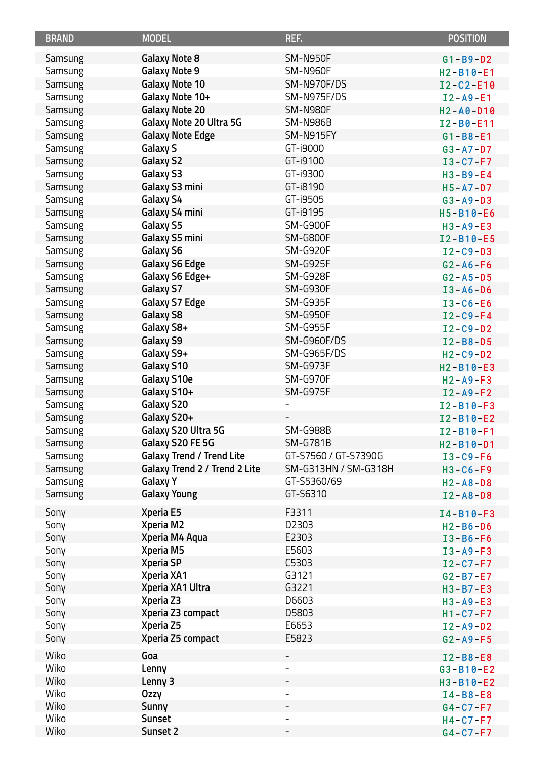| BRAND | MODEL | REF. | POSITION |
|---|---|---|---|
| Samsung | **Galaxy Note 8** | SM-N950F | G1-B9-D2 |
| Samsung | **Galaxy Note 9** | SM-N960F | H2-B10-E1 |
| Samsung | **Galaxy Note 10** | SM-N970F/DS | I2-C2-E10 |
| Samsung | **Galaxy Note 10+** | SM-N975F/DS | I2-A9-E1 |
| Samsung | **Galaxy Note 20** | SM-N980F | H2-A0-D10 |
| Samsung | **Galaxy Note 20 Ultra 5G** | SM-N986B | I2-B0-E11 |
| Samsung | **Galaxy Note Edge** | SM-N915FY | G1-B8-E1 |
| Samsung | **Galaxy S** | GT-i9000 | G3-A7-D7 |
| Samsung | **Galaxy S2** | GT-i9100 | I3-C7-F7 |
| Samsung | **Galaxy S3** | GT-i9300 | H3-B9-E4 |
| Samsung | **Galaxy S3 mini** | GT-i8190 | H5-A7-D7 |
| Samsung | **Galaxy S4** | GT-i9505 | G3-A9-D3 |
| Samsung | **Galaxy S4 mini** | GT-i9195 | H5-B10-E6 |
| Samsung | **Galaxy S5** | SM-G900F | H3-A9-E3 |
| Samsung | **Galaxy S5 mini** | SM-G800F | I2-B10-E5 |
| Samsung | **Galaxy S6** | SM-G920F | I2-C9-D3 |
| Samsung | **Galaxy S6 Edge** | SM-G925F | G2-A6-F6 |
| Samsung | **Galaxy S6 Edge+** | SM-G928F | G2-A5-D5 |
| Samsung | **Galaxy S7** | SM-G930F | I3-A6-D6 |
| Samsung | **Galaxy S7 Edge** | SM-G935F | I3-C6-E6 |
| Samsung | **Galaxy S8** | SM-G950F | I2-C9-F4 |
| Samsung | **Galaxy S8+** | SM-G955F | I2-C9-D2 |
| Samsung | **Galaxy S9** | SM-G960F/DS | I2-B8-D5 |
| Samsung | **Galaxy S9+** | SM-G965F/DS | H2-C9-D2 |
| Samsung | **Galaxy S10** | SM-G973F | H2-B10-E3 |
| Samsung | **Galaxy S10e** | SM-G970F | H2-A9-F3 |
| Samsung | **Galaxy S10+** | SM-G975F | I2-A9-F2 |
| Samsung | **Galaxy S20** | - | I2-B10-F3 |
| Samsung | **Galaxy S20+** | - | I2-B10-E2 |
| Samsung | **Galaxy S20 Ultra 5G** | SM-G988B | I2-B10-F1 |
| Samsung | **Galaxy S20 FE 5G** | SM-G781B | H2-B10-D1 |
| Samsung | **Galaxy Trend / Trend Lite** | GT-S7560 / GT-S7390G | I3-C9-F6 |
| Samsung | **Galaxy Trend 2 / Trend 2 Lite** | SM-G313HN / SM-G318H | H3-C6-F9 |
| Samsung | **Galaxy Y** | GT-S5360/69 | H2-A8-D8 |
| Samsung | **Galaxy Young** | GT-S6310 | I2-A8-D8 |
| Sony | **Xperia E5** | F3311 | I4-B10-F3 |
| Sony | **Xperia M2** | D2303 | H2-B6-D6 |
| Sony | **Xperia M4 Aqua** | E2303 | I3-B6-F6 |
| Sony | **Xperia M5** | E5603 | I3-A9-F3 |
| Sony | **Xperia SP** | C5303 | I2-C7-F7 |
| Sony | **Xperia XA1** | G3121 | G2-B7-E7 |
| Sony | **Xperia XA1 Ultra** | G3221 | H3-B7-E3 |
| Sony | **Xperia Z3** | D6603 | H3-A9-E3 |
| Sony | **Xperia Z3 compact** | D5803 | H1-C7-F7 |
| Sony | **Xperia Z5** | E6653 | I2-A9-D2 |
| Sony | **Xperia Z5 compact** | E5823 | G2-A9-F5 |
| Wiko | **Goa** | - | I2-B8-E8 |
| Wiko | **Lenny** | - | G3-B10-E2 |
| Wiko | **Lenny 3** | - | H3-B10-E2 |
| Wiko | **Ozzy** | - | I4-B8-E8 |
| Wiko | **Sunny** | - | G4-C7-F7 |
| Wiko | **Sunset** | - | H4-C7-F7 |
| Wiko | **Sunset 2** | - | G4-C7-F7 |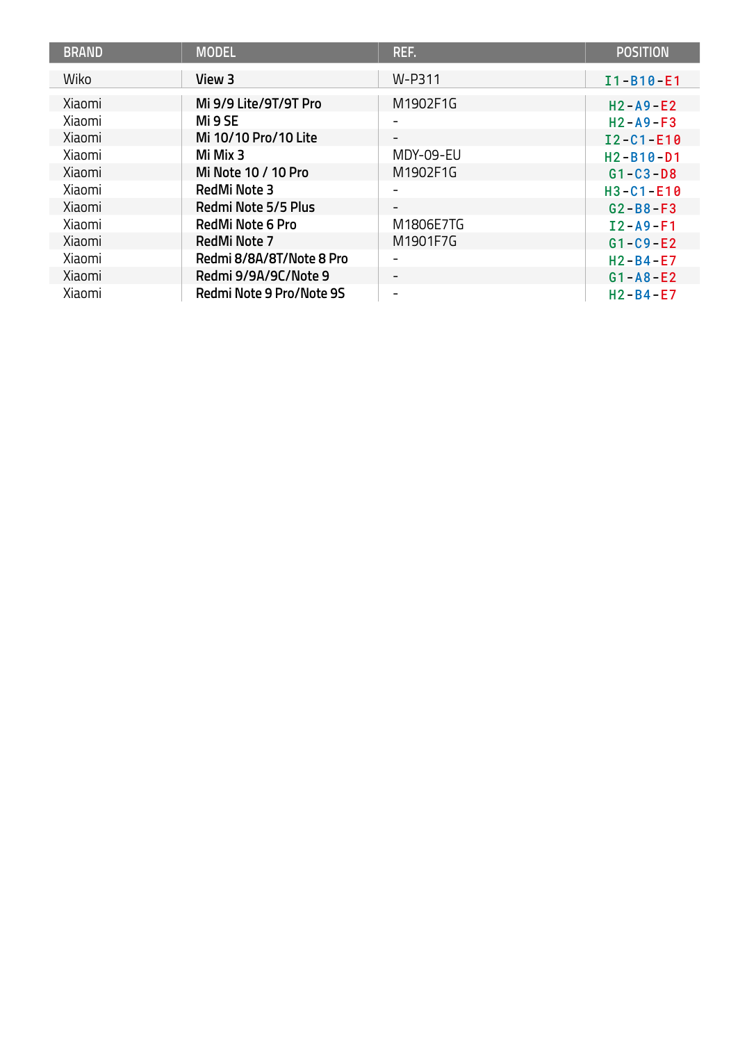| BRAND | MODEL | REF. | POSITION |
|---|---|---|---|
| Wiko | **View 3** | W-P311 | I1-B10-E1 |
| Xiaomi | **Mi 9/9 Lite/9T/9T Pro** | M1902F1G | H2-A9-E2 |
| Xiaomi | **Mi 9 SE** | - | H2-A9-F3 |
| Xiaomi | **Mi 10/10 Pro/10 Lite** | - | I2-C1-E10 |
| Xiaomi | **Mi Mix 3** | MDY-09-EU | H2-B10-D1 |
| Xiaomi | **Mi Note 10 / 10 Pro** | M1902F1G | G1-C3-D8 |
| Xiaomi | **RedMi Note 3** | - | H3-C1-E10 |
| Xiaomi | **Redmi Note 5/5 Plus** | - | G2-B8-F3 |
| Xiaomi | **RedMi Note 6 Pro** | M1806E7TG | I2-A9-F1 |
| Xiaomi | **RedMi Note 7** | M1901F7G | G1-C9-E2 |
| Xiaomi | **Redmi 8/8A/8T/Note 8 Pro** | - | H2-B4-E7 |
| Xiaomi | **Redmi 9/9A/9C/Note 9** | - | G1-A8-E2 |
| Xiaomi | **Redmi Note 9 Pro/Note 9S** | - | H2-B4-E7 |